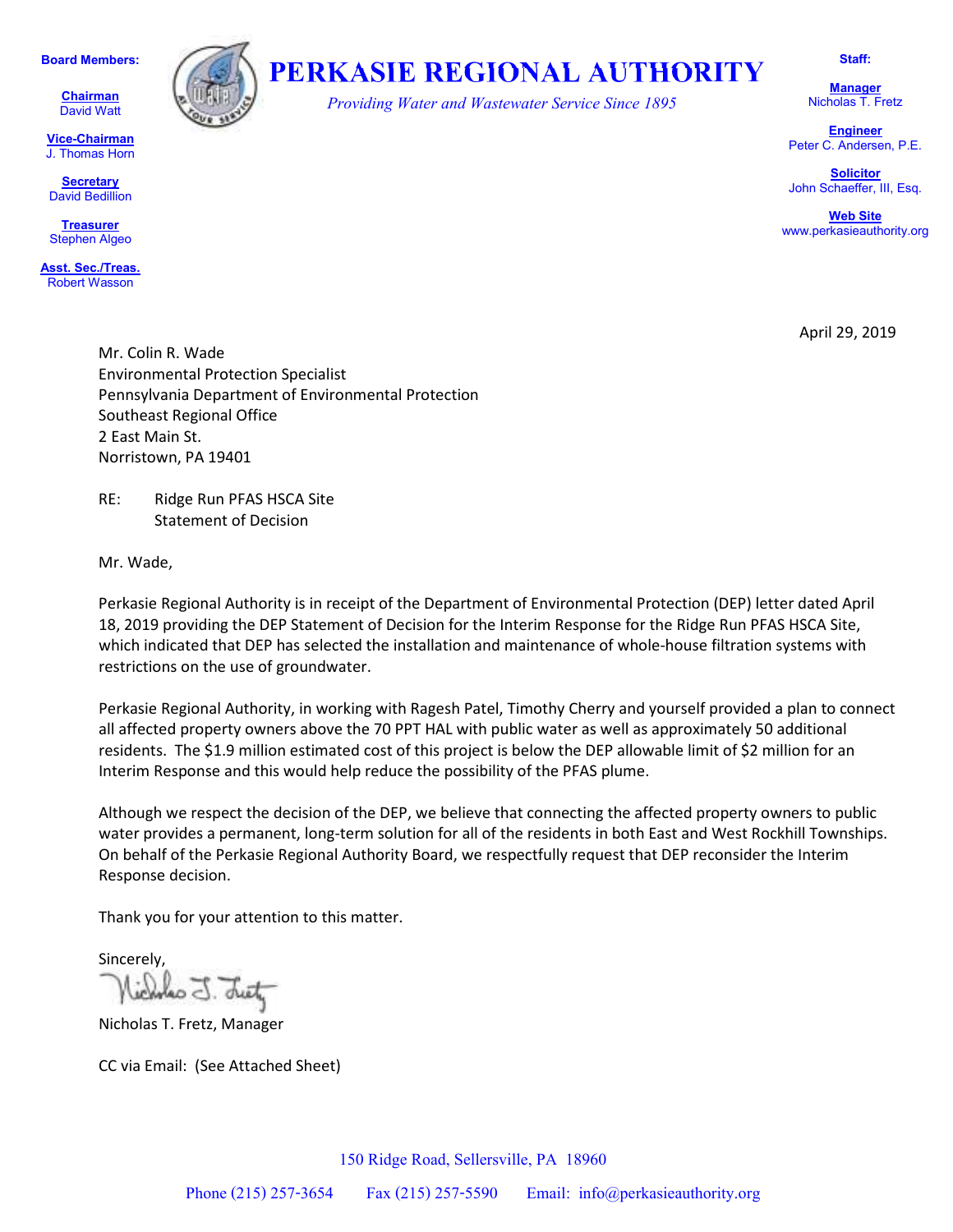**Board Members:**

**Chairman**
David Watt

**Vice-Chairman**
J. Thomas Horn

**Secretary**
David Bedillion

**Treasurer**
Stephen Algeo

**Asst. Sec./Treas.**
Robert Wasson

# PERKASIE REGIONAL AUTHORITY

*Providing Water and Wastewater Service Since 1895*

**Staff:**

**Manager**
Nicholas T. Fretz

**Engineer**
Peter C. Andersen, P.E.

**Solicitor**
John Schaeffer, III, Esq.

**Web Site**
www.perkasieauthority.org

April 29, 2019

Mr. Colin R. Wade
Environmental Protection Specialist
Pennsylvania Department of Environmental Protection
Southeast Regional Office
2 East Main St.
Norristown, PA 19401

RE: Ridge Run PFAS HSCA Site
Statement of Decision

Mr. Wade,

Perkasie Regional Authority is in receipt of the Department of Environmental Protection (DEP) letter dated April 18, 2019 providing the DEP Statement of Decision for the Interim Response for the Ridge Run PFAS HSCA Site, which indicated that DEP has selected the installation and maintenance of whole-house filtration systems with restrictions on the use of groundwater.

Perkasie Regional Authority, in working with Ragesh Patel, Timothy Cherry and yourself provided a plan to connect all affected property owners above the 70 PPT HAL with public water as well as approximately 50 additional residents. The $1.9 million estimated cost of this project is below the DEP allowable limit of $2 million for an Interim Response and this would help reduce the possibility of the PFAS plume.

Although we respect the decision of the DEP, we believe that connecting the affected property owners to public water provides a permanent, long-term solution for all of the residents in both East and West Rockhill Townships. On behalf of the Perkasie Regional Authority Board, we respectfully request that DEP reconsider the Interim Response decision.

Thank you for your attention to this matter.

Sincerely,

Nicholas T. Fretz, Manager

CC via Email: (See Attached Sheet)

150 Ridge Road, Sellersville, PA 18960

Phone (215) 257-3654 Fax (215) 257-5590 Email: info@perkasieauthority.org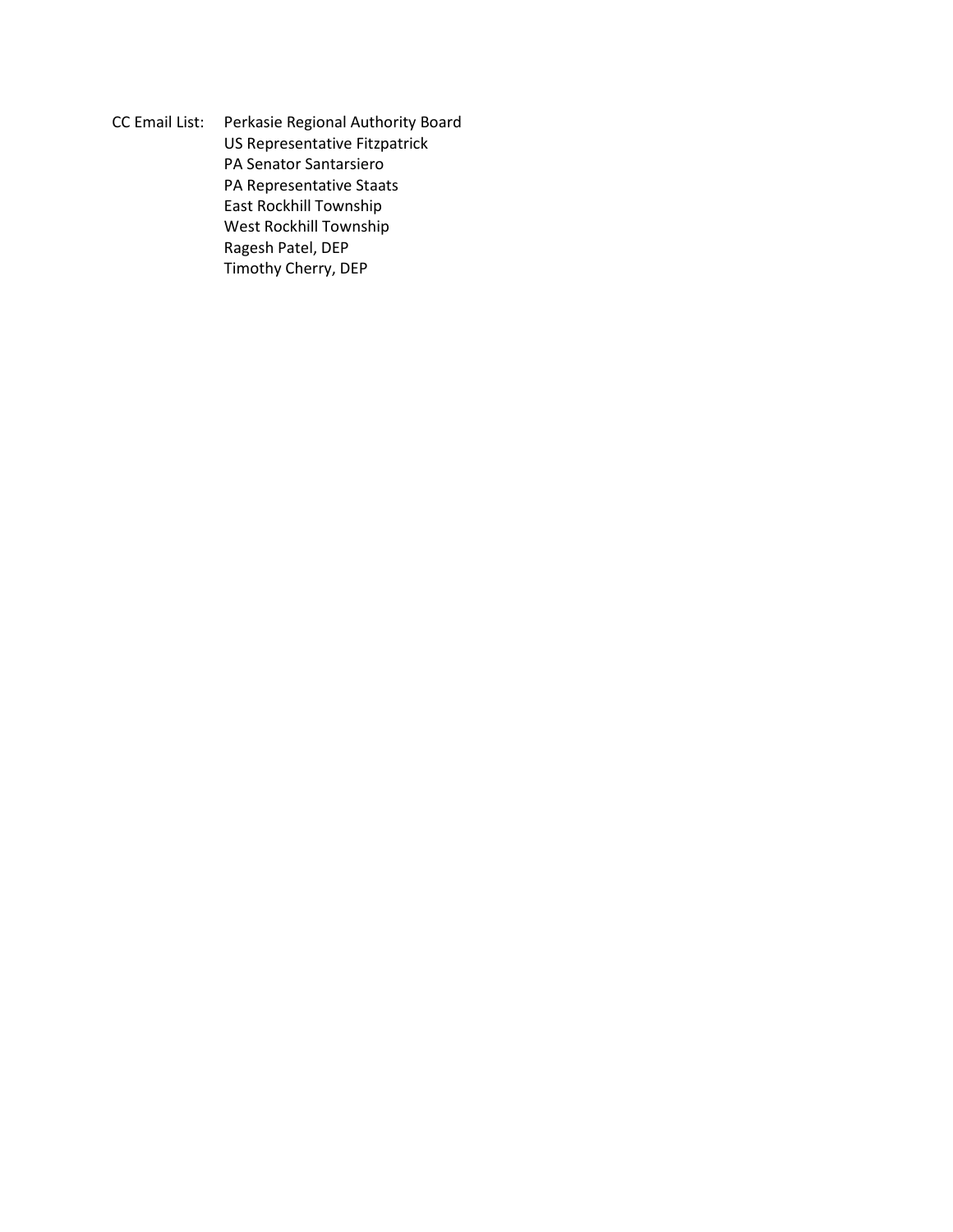CC Email List: Perkasie Regional Authority Board
US Representative Fitzpatrick
PA Senator Santarsiero
PA Representative Staats
East Rockhill Township
West Rockhill Township
Ragesh Patel, DEP
Timothy Cherry, DEP